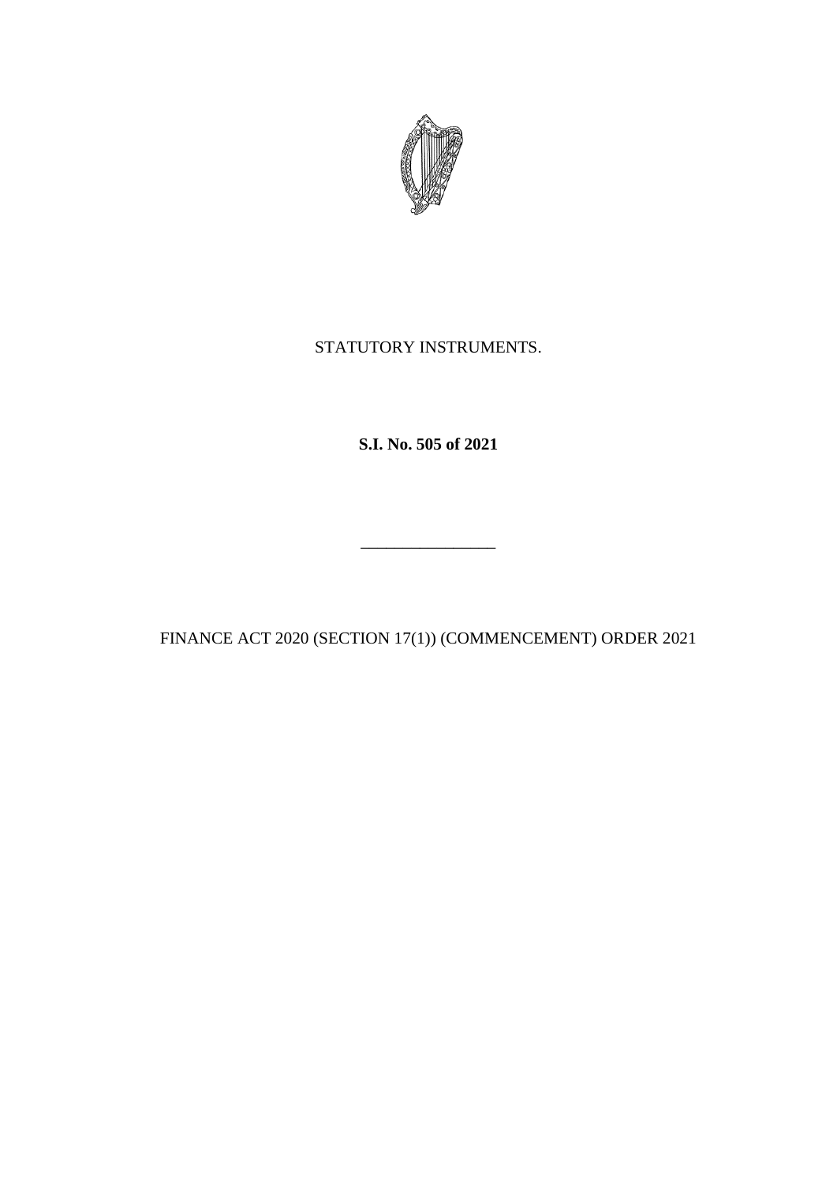STATUTORY INSTRUMENTS.

**S.I. No. 505 of 2021**

\_\_\_\_\_\_\_\_\_\_\_\_\_\_\_\_

FINANCE ACT 2020 (SECTION 17(1)) (COMMENCEMENT) ORDER 2021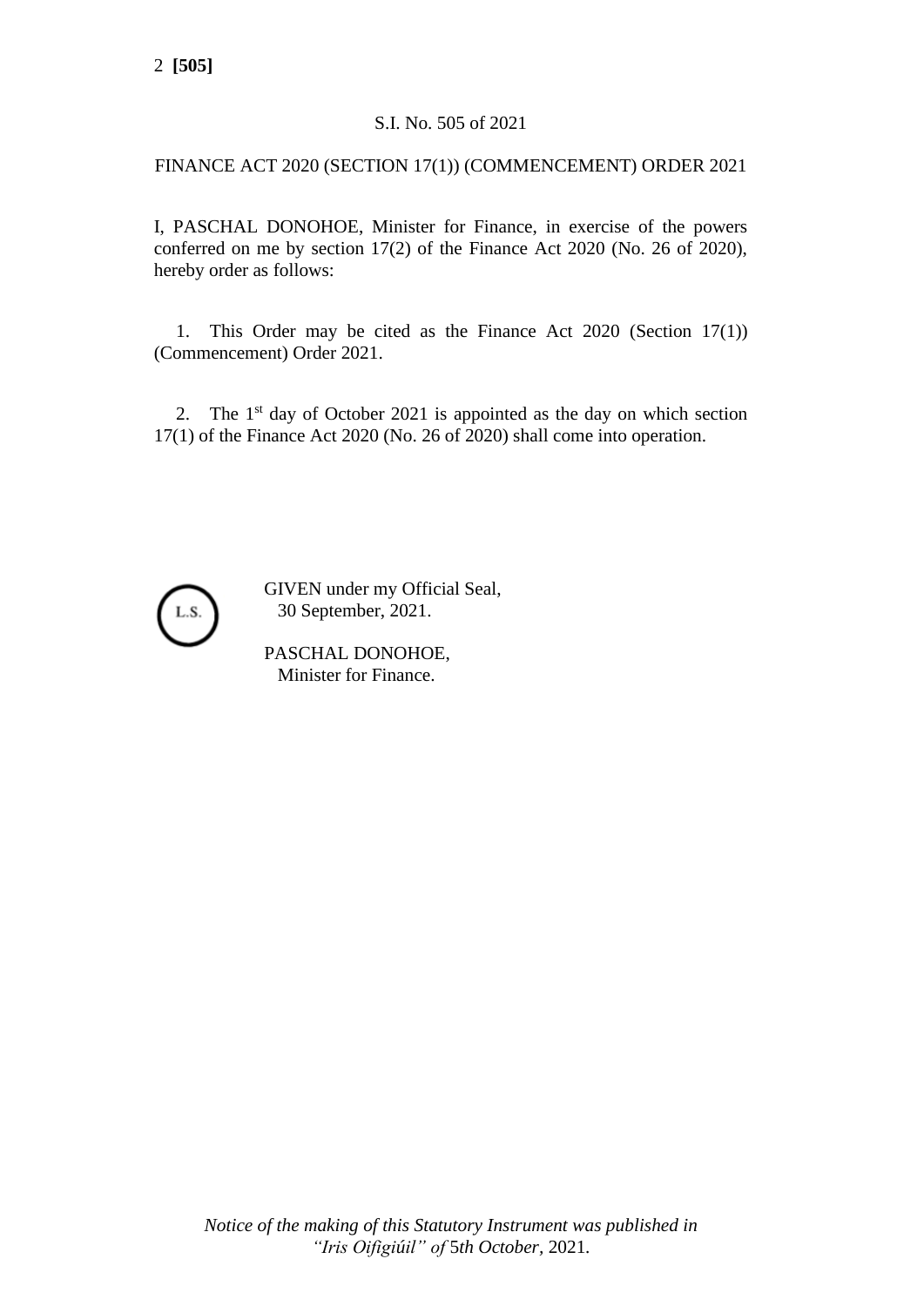S.I. No. 505 of 2021

FINANCE ACT 2020 (SECTION 17(1)) (COMMENCEMENT) ORDER 2021

I, PASCHAL DONOHOE, Minister for Finance, in exercise of the powers conferred on me by section 17(2) of the Finance Act 2020 (No. 26 of 2020), hereby order as follows:

1. This Order may be cited as the Finance Act 2020 (Section 17(1)) (Commencement) Order 2021.

2. The 1st day of October 2021 is appointed as the day on which section 17(1) of the Finance Act 2020 (No. 26 of 2020) shall come into operation.

L.S.

GIVEN under my Official Seal,
30 September, 2021.

PASCHAL DONOHOE,
Minister for Finance.

*Notice of the making of this Statutory Instrument was published in “Iris Oifigiúil” of 5th October, 2021.*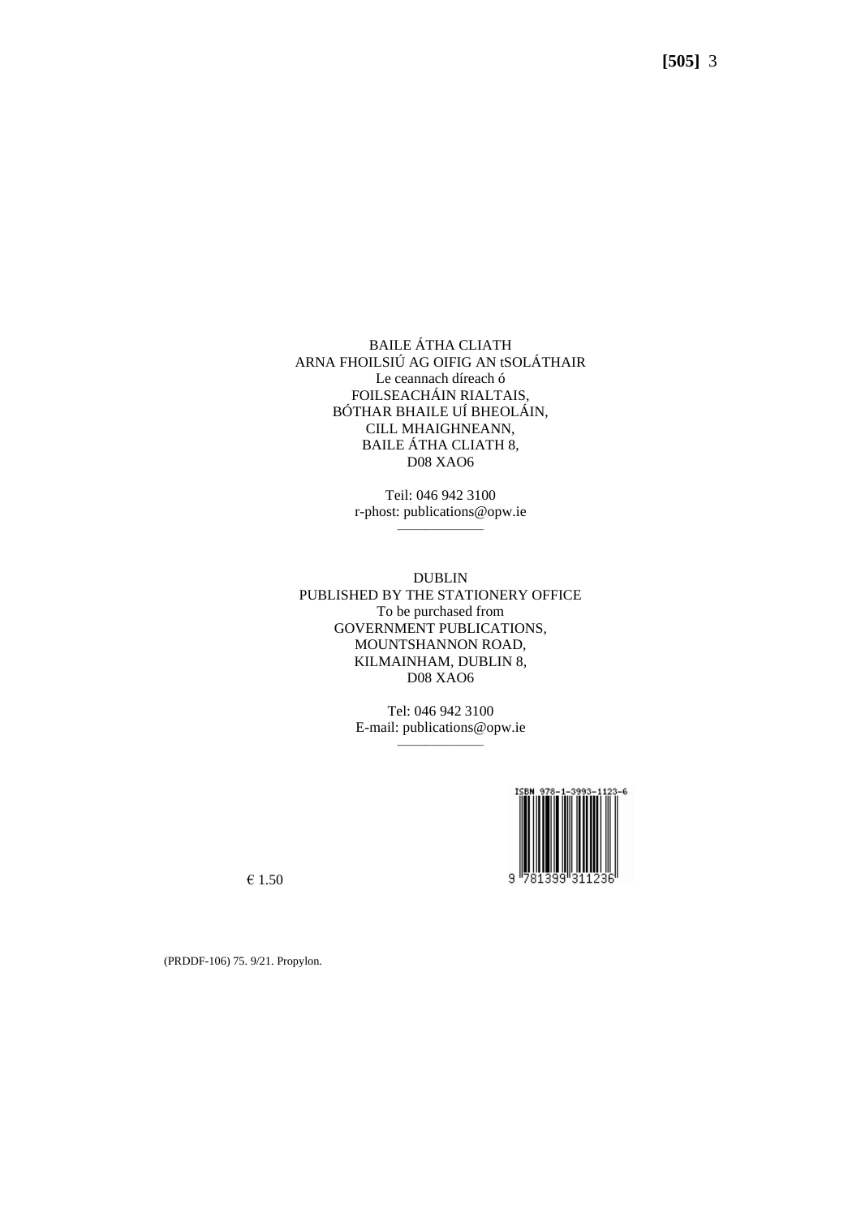BAILE ÁTHA CLIATH
ARNA FHOILSIÚ AG OIFIG AN tSOLÁTHAIR
Le ceannach díreach ó
FOILSEACHÁIN RIALTAIS,
BÓTHAR BHAILE UÍ BHEOLÁIN,
CILL MHAIGHNEANN,
BAILE ÁTHA CLIATH 8,
D08 XAO6

Teil: 046 942 3100
r-phost: publications@opw.ie

---

DUBLIN
PUBLISHED BY THE STATIONERY OFFICE
To be purchased from
GOVERNMENT PUBLICATIONS,
MOUNTSHANNON ROAD,
KILMAINHAM, DUBLIN 8,
D08 XAO6

Tel: 046 942 3100
E-mail: publications@opw.ie

---

ISBN 978-1-3993-1123-6

9 781399 311236

€ 1.50

(PRDDF-106) 75. 9/21. Propylon.